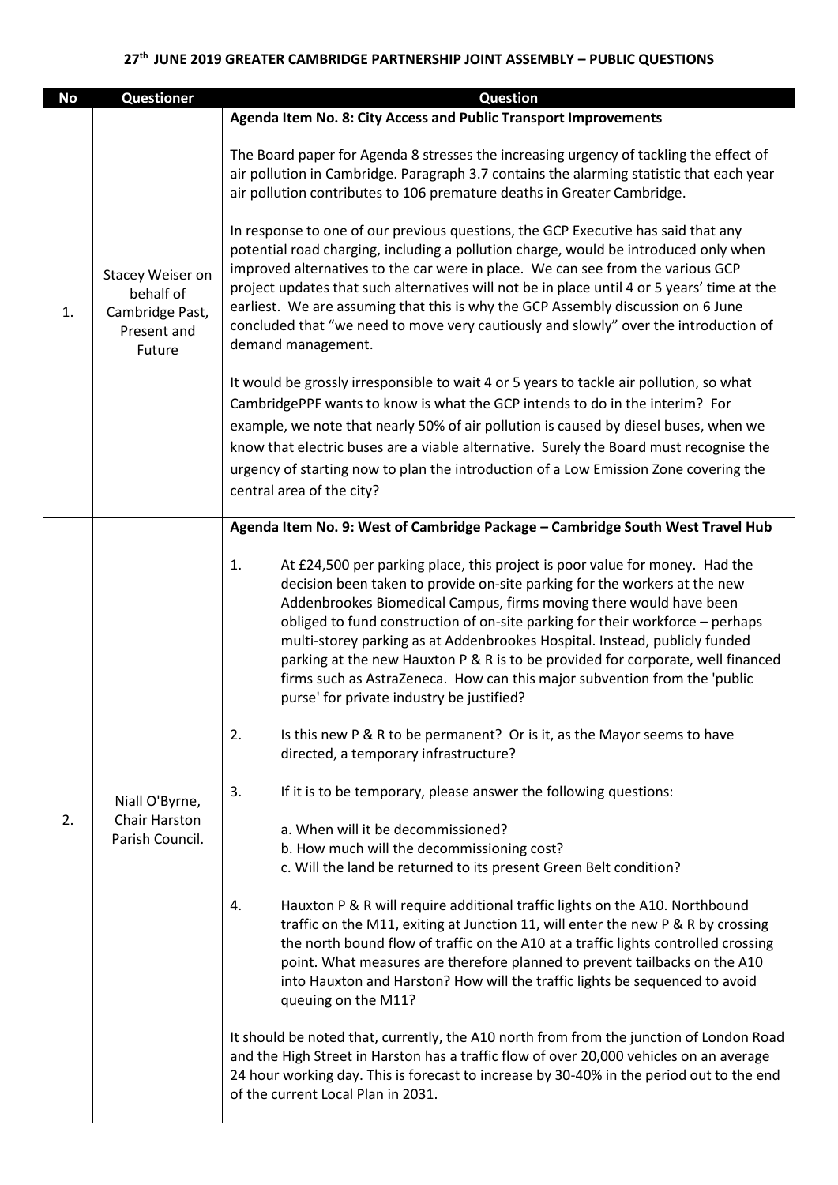## 27th JUNE 2019 GREATER CAMBRIDGE PARTNERSHIP JOINT ASSEMBLY – PUBLIC QUESTIONS

| No | Questioner | Question |
|---|---|---|
| 1. | Stacey Weiser on behalf of Cambridge Past, Present and Future | **Agenda Item No. 8: City Access and Public Transport Improvements**<br><br>The Board paper for Agenda 8 stresses the increasing urgency of tackling the effect of air pollution in Cambridge. Paragraph 3.7 contains the alarming statistic that each year air pollution contributes to 106 premature deaths in Greater Cambridge.<br><br>In response to one of our previous questions, the GCP Executive has said that any potential road charging, including a pollution charge, would be introduced only when improved alternatives to the car were in place. We can see from the various GCP project updates that such alternatives will not be in place until 4 or 5 years' time at the earliest. We are assuming that this is why the GCP Assembly discussion on 6 June concluded that "we need to move very cautiously and slowly" over the introduction of demand management.<br><br>It would be grossly irresponsible to wait 4 or 5 years to tackle air pollution, so what CambridgePPF wants to know is what the GCP intends to do in the interim? For example, we note that nearly 50% of air pollution is caused by diesel buses, when we know that electric buses are a viable alternative. Surely the Board must recognise the urgency of starting now to plan the introduction of a Low Emission Zone covering the central area of the city? |
| 2. | Niall O'Byrne, Chair Harston Parish Council. | **Agenda Item No. 9: West of Cambridge Package – Cambridge South West Travel Hub**<br><br>1. At £24,500 per parking place, this project is poor value for money. Had the decision been taken to provide on-site parking for the workers at the new Addenbrookes Biomedical Campus, firms moving there would have been obliged to fund construction of on-site parking for their workforce – perhaps multi-storey parking as at Addenbrookes Hospital. Instead, publicly funded parking at the new Hauxton P & R is to be provided for corporate, well financed firms such as AstraZeneca. How can this major subvention from the 'public purse' for private industry be justified?<br><br>2. Is this new P & R to be permanent? Or is it, as the Mayor seems to have directed, a temporary infrastructure?<br><br>3. If it is to be temporary, please answer the following questions:<br><br>a. When will it be decommissioned?<br>b. How much will the decommissioning cost?<br>c. Will the land be returned to its present Green Belt condition?<br><br>4. Hauxton P & R will require additional traffic lights on the A10. Northbound traffic on the M11, exiting at Junction 11, will enter the new P & R by crossing the north bound flow of traffic on the A10 at a traffic lights controlled crossing point. What measures are therefore planned to prevent tailbacks on the A10 into Hauxton and Harston? How will the traffic lights be sequenced to avoid queuing on the M11?<br><br>It should be noted that, currently, the A10 north from from the junction of London Road and the High Street in Harston has a traffic flow of over 20,000 vehicles on an average 24 hour working day. This is forecast to increase by 30-40% in the period out to the end of the current Local Plan in 2031. |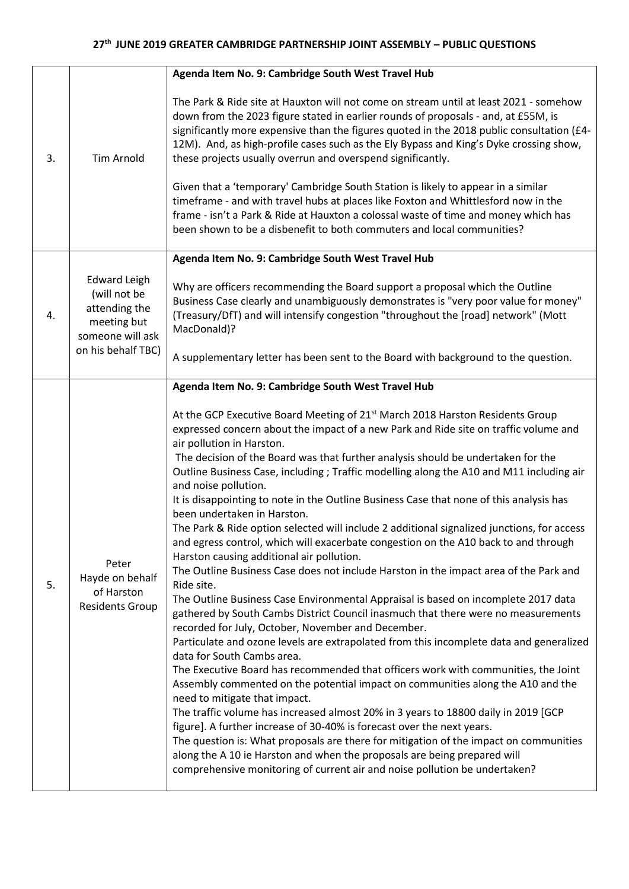## 27th JUNE 2019 GREATER CAMBRIDGE PARTNERSHIP JOINT ASSEMBLY – PUBLIC QUESTIONS

| | | |
|---|---|---|
| 3. | Tim Arnold | **Agenda Item No. 9: Cambridge South West Travel Hub**<br><br>The Park & Ride site at Hauxton will not come on stream until at least 2021 - somehow down from the 2023 figure stated in earlier rounds of proposals - and, at £55M, is significantly more expensive than the figures quoted in the 2018 public consultation (£4-12M). And, as high-profile cases such as the Ely Bypass and King's Dyke crossing show, these projects usually overrun and overspend significantly.<br><br>Given that a 'temporary' Cambridge South Station is likely to appear in a similar timeframe - and with travel hubs at places like Foxton and Whittlesford now in the frame - isn't a Park & Ride at Hauxton a colossal waste of time and money which has been shown to be a disbenefit to both commuters and local communities? |
| 4. | Edward Leigh (will not be attending the meeting but someone will ask on his behalf TBC) | **Agenda Item No. 9: Cambridge South West Travel Hub**<br><br>Why are officers recommending the Board support a proposal which the Outline Business Case clearly and unambiguously demonstrates is "very poor value for money" (Treasury/DfT) and will intensify congestion "throughout the [road] network" (Mott MacDonald)?<br><br>A supplementary letter has been sent to the Board with background to the question. |
| 5. | Peter Hayde on behalf of Harston Residents Group | **Agenda Item No. 9: Cambridge South West Travel Hub**<br><br>At the GCP Executive Board Meeting of 21st March 2018 Harston Residents Group expressed concern about the impact of a new Park and Ride site on traffic volume and air pollution in Harston.<br>The decision of the Board was that further analysis should be undertaken for the Outline Business Case, including ; Traffic modelling along the A10 and M11 including air and noise pollution.<br>It is disappointing to note in the Outline Business Case that none of this analysis has been undertaken in Harston.<br>The Park & Ride option selected will include 2 additional signalized junctions, for access and egress control, which will exacerbate congestion on the A10 back to and through Harston causing additional air pollution.<br>The Outline Business Case does not include Harston in the impact area of the Park and Ride site.<br>The Outline Business Case Environmental Appraisal is based on incomplete 2017 data gathered by South Cambs District Council inasmuch that there were no measurements recorded for July, October, November and December.<br>Particulate and ozone levels are extrapolated from this incomplete data and generalized data for South Cambs area.<br>The Executive Board has recommended that officers work with communities, the Joint Assembly commented on the potential impact on communities along the A10 and the need to mitigate that impact.<br>The traffic volume has increased almost 20% in 3 years to 18800 daily in 2019 [GCP figure]. A further increase of 30-40% is forecast over the next years.<br>The question is: What proposals are there for mitigation of the impact on communities along the A 10 ie Harston and when the proposals are being prepared will comprehensive monitoring of current air and noise pollution be undertaken? |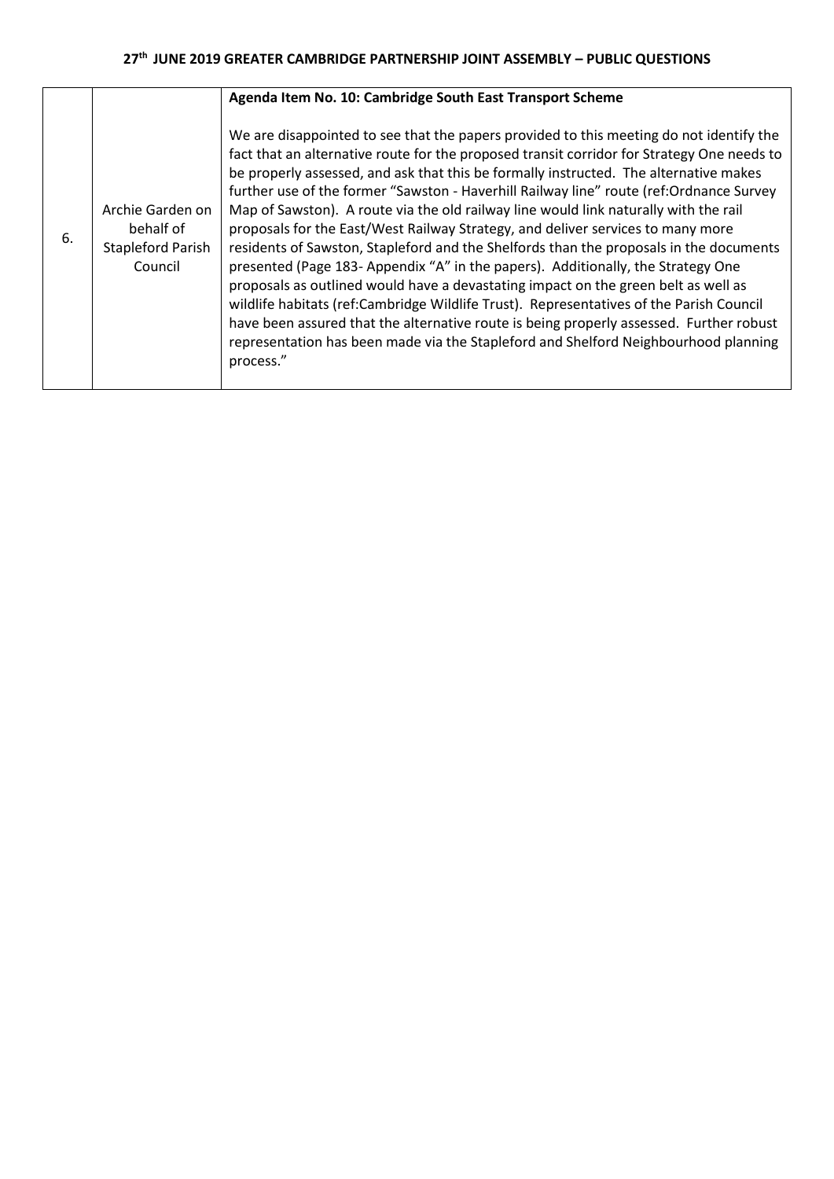| | | |
|---|---|---|
| 6. | Archie Garden on behalf of Stapleford Parish Council | **Agenda Item No. 10: Cambridge South East Transport Scheme**<br><br>We are disappointed to see that the papers provided to this meeting do not identify the fact that an alternative route for the proposed transit corridor for Strategy One needs to be properly assessed, and ask that this be formally instructed. The alternative makes further use of the former "Sawston - Haverhill Railway line" route (ref:Ordnance Survey Map of Sawston). A route via the old railway line would link naturally with the rail proposals for the East/West Railway Strategy, and deliver services to many more residents of Sawston, Stapleford and the Shelfords than the proposals in the documents presented (Page 183- Appendix "A" in the papers). Additionally, the Strategy One proposals as outlined would have a devastating impact on the green belt as well as wildlife habitats (ref:Cambridge Wildlife Trust). Representatives of the Parish Council have been assured that the alternative route is being properly assessed. Further robust representation has been made via the Stapleford and Shelford Neighbourhood planning process." |